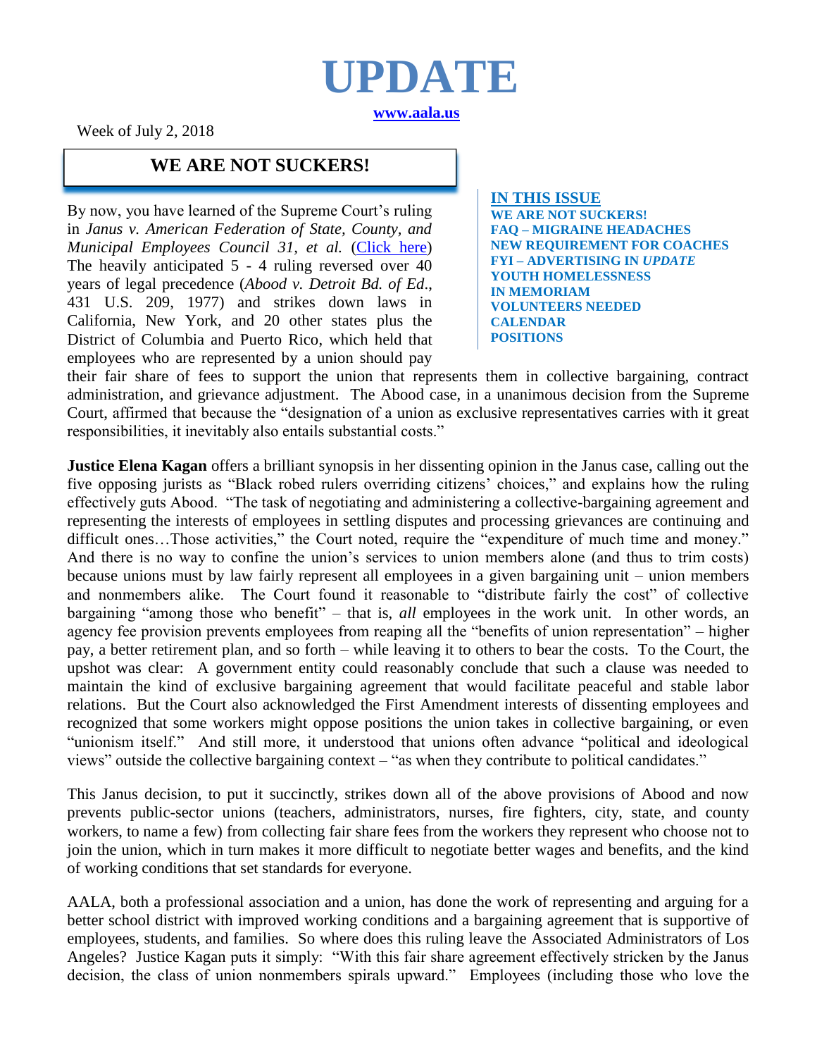# UPDATE

**www.aala.us**

Week of July 2, 2018

## WE ARE NOT SUCKERS!

**IN THIS ISSUE**
- **WE ARE NOT SUCKERS!**
- **FAQ – MIGRAINE HEADACHES**
- **NEW REQUIREMENT FOR COACHES**
- **FYI – ADVERTISING IN *UPDATE***
- **YOUTH HOMELESSNESS**
- **IN MEMORIAM**
- **VOLUNTEERS NEEDED**
- **CALENDAR**
- **POSITIONS**

By now, you have learned of the Supreme Court's ruling in *Janus v. American Federation of State, County, and Municipal Employees Council 31, et al.* (Click here) The heavily anticipated 5 - 4 ruling reversed over 40 years of legal precedence (*Abood v. Detroit Bd. of Ed*., 431 U.S. 209, 1977) and strikes down laws in California, New York, and 20 other states plus the District of Columbia and Puerto Rico, which held that employees who are represented by a union should pay their fair share of fees to support the union that represents them in collective bargaining, contract administration, and grievance adjustment. The Abood case, in a unanimous decision from the Supreme Court, affirmed that because the "designation of a union as exclusive representatives carries with it great responsibilities, it inevitably also entails substantial costs."

**Justice Elena Kagan** offers a brilliant synopsis in her dissenting opinion in the Janus case, calling out the five opposing jurists as "Black robed rulers overriding citizens' choices," and explains how the ruling effectively guts Abood. "The task of negotiating and administering a collective-bargaining agreement and representing the interests of employees in settling disputes and processing grievances are continuing and difficult ones…Those activities," the Court noted, require the "expenditure of much time and money." And there is no way to confine the union's services to union members alone (and thus to trim costs) because unions must by law fairly represent all employees in a given bargaining unit – union members and nonmembers alike. The Court found it reasonable to "distribute fairly the cost" of collective bargaining "among those who benefit" – that is, *all* employees in the work unit. In other words, an agency fee provision prevents employees from reaping all the "benefits of union representation" – higher pay, a better retirement plan, and so forth – while leaving it to others to bear the costs. To the Court, the upshot was clear: A government entity could reasonably conclude that such a clause was needed to maintain the kind of exclusive bargaining agreement that would facilitate peaceful and stable labor relations. But the Court also acknowledged the First Amendment interests of dissenting employees and recognized that some workers might oppose positions the union takes in collective bargaining, or even "unionism itself." And still more, it understood that unions often advance "political and ideological views" outside the collective bargaining context – "as when they contribute to political candidates."

This Janus decision, to put it succinctly, strikes down all of the above provisions of Abood and now prevents public-sector unions (teachers, administrators, nurses, fire fighters, city, state, and county workers, to name a few) from collecting fair share fees from the workers they represent who choose not to join the union, which in turn makes it more difficult to negotiate better wages and benefits, and the kind of working conditions that set standards for everyone.

AALA, both a professional association and a union, has done the work of representing and arguing for a better school district with improved working conditions and a bargaining agreement that is supportive of employees, students, and families. So where does this ruling leave the Associated Administrators of Los Angeles? Justice Kagan puts it simply: "With this fair share agreement effectively stricken by the Janus decision, the class of union nonmembers spirals upward." Employees (including those who love the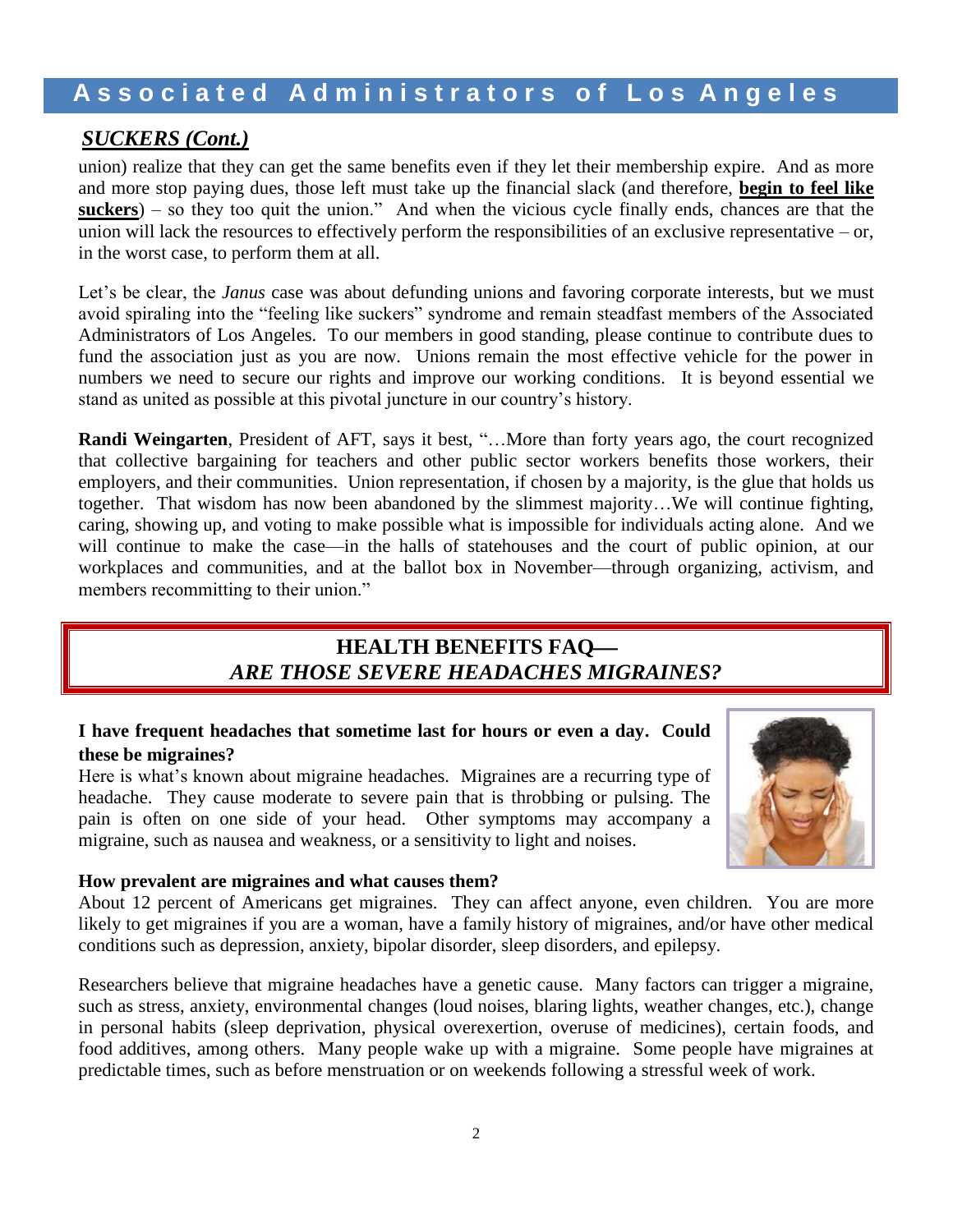## *SUCKERS (Cont.)*

union) realize that they can get the same benefits even if they let their membership expire. And as more and more stop paying dues, those left must take up the financial slack (and therefore, **begin to feel like suckers**) – so they too quit the union." And when the vicious cycle finally ends, chances are that the union will lack the resources to effectively perform the responsibilities of an exclusive representative – or, in the worst case, to perform them at all.

Let's be clear, the *Janus* case was about defunding unions and favoring corporate interests, but we must avoid spiraling into the "feeling like suckers" syndrome and remain steadfast members of the Associated Administrators of Los Angeles. To our members in good standing, please continue to contribute dues to fund the association just as you are now. Unions remain the most effective vehicle for the power in numbers we need to secure our rights and improve our working conditions. It is beyond essential we stand as united as possible at this pivotal juncture in our country's history.

**Randi Weingarten**, President of AFT, says it best, "…More than forty years ago, the court recognized that collective bargaining for teachers and other public sector workers benefits those workers, their employers, and their communities. Union representation, if chosen by a majority, is the glue that holds us together. That wisdom has now been abandoned by the slimmest majority…We will continue fighting, caring, showing up, and voting to make possible what is impossible for individuals acting alone. And we will continue to make the case—in the halls of statehouses and the court of public opinion, at our workplaces and communities, and at the ballot box in November—through organizing, activism, and members recommitting to their union."

## HEALTH BENEFITS FAQ— *ARE THOSE SEVERE HEADACHES MIGRAINES?*

**I have frequent headaches that sometime last for hours or even a day. Could these be migraines?**

Here is what's known about migraine headaches. Migraines are a recurring type of headache. They cause moderate to severe pain that is throbbing or pulsing. The pain is often on one side of your head. Other symptoms may accompany a migraine, such as nausea and weakness, or a sensitivity to light and noises.

**How prevalent are migraines and what causes them?**

About 12 percent of Americans get migraines. They can affect anyone, even children. You are more likely to get migraines if you are a woman, have a family history of migraines, and/or have other medical conditions such as depression, anxiety, bipolar disorder, sleep disorders, and epilepsy.

Researchers believe that migraine headaches have a genetic cause. Many factors can trigger a migraine, such as stress, anxiety, environmental changes (loud noises, blaring lights, weather changes, etc.), change in personal habits (sleep deprivation, physical overexertion, overuse of medicines), certain foods, and food additives, among others. Many people wake up with a migraine. Some people have migraines at predictable times, such as before menstruation or on weekends following a stressful week of work.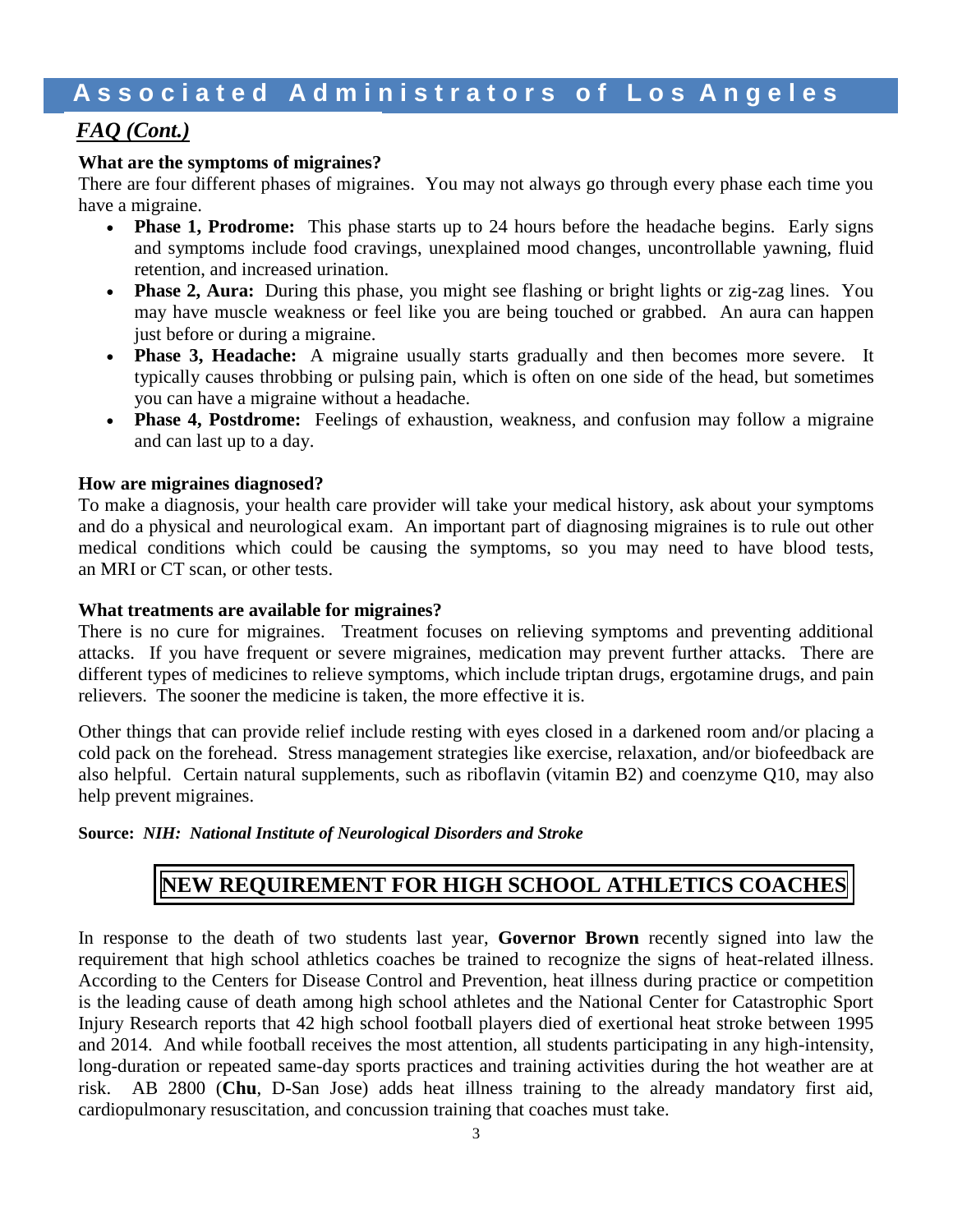## *FAQ (Cont.)*

**What are the symptoms of migraines?**

There are four different phases of migraines. You may not always go through every phase each time you have a migraine.

- **Phase 1, Prodrome:** This phase starts up to 24 hours before the headache begins. Early signs and symptoms include food cravings, unexplained mood changes, uncontrollable yawning, fluid retention, and increased urination.
- **Phase 2, Aura:** During this phase, you might see flashing or bright lights or zig-zag lines. You may have muscle weakness or feel like you are being touched or grabbed. An aura can happen just before or during a migraine.
- **Phase 3, Headache:** A migraine usually starts gradually and then becomes more severe. It typically causes throbbing or pulsing pain, which is often on one side of the head, but sometimes you can have a migraine without a headache.
- **Phase 4, Postdrome:** Feelings of exhaustion, weakness, and confusion may follow a migraine and can last up to a day.

**How are migraines diagnosed?**

To make a diagnosis, your health care provider will take your medical history, ask about your symptoms and do a physical and neurological exam. An important part of diagnosing migraines is to rule out other medical conditions which could be causing the symptoms, so you may need to have blood tests, an MRI or CT scan, or other tests.

**What treatments are available for migraines?**

There is no cure for migraines. Treatment focuses on relieving symptoms and preventing additional attacks. If you have frequent or severe migraines, medication may prevent further attacks. There are different types of medicines to relieve symptoms, which include triptan drugs, ergotamine drugs, and pain relievers. The sooner the medicine is taken, the more effective it is.

Other things that can provide relief include resting with eyes closed in a darkened room and/or placing a cold pack on the forehead. Stress management strategies like exercise, relaxation, and/or biofeedback are also helpful. Certain natural supplements, such as riboflavin (vitamin B2) and coenzyme Q10, may also help prevent migraines.

**Source:** ***NIH: National Institute of Neurological Disorders and Stroke***

## NEW REQUIREMENT FOR HIGH SCHOOL ATHLETICS COACHES

In response to the death of two students last year, **Governor Brown** recently signed into law the requirement that high school athletics coaches be trained to recognize the signs of heat-related illness. According to the Centers for Disease Control and Prevention, heat illness during practice or competition is the leading cause of death among high school athletes and the National Center for Catastrophic Sport Injury Research reports that 42 high school football players died of exertional heat stroke between 1995 and 2014. And while football receives the most attention, all students participating in any high-intensity, long-duration or repeated same-day sports practices and training activities during the hot weather are at risk. AB 2800 (**Chu**, D-San Jose) adds heat illness training to the already mandatory first aid, cardiopulmonary resuscitation, and concussion training that coaches must take.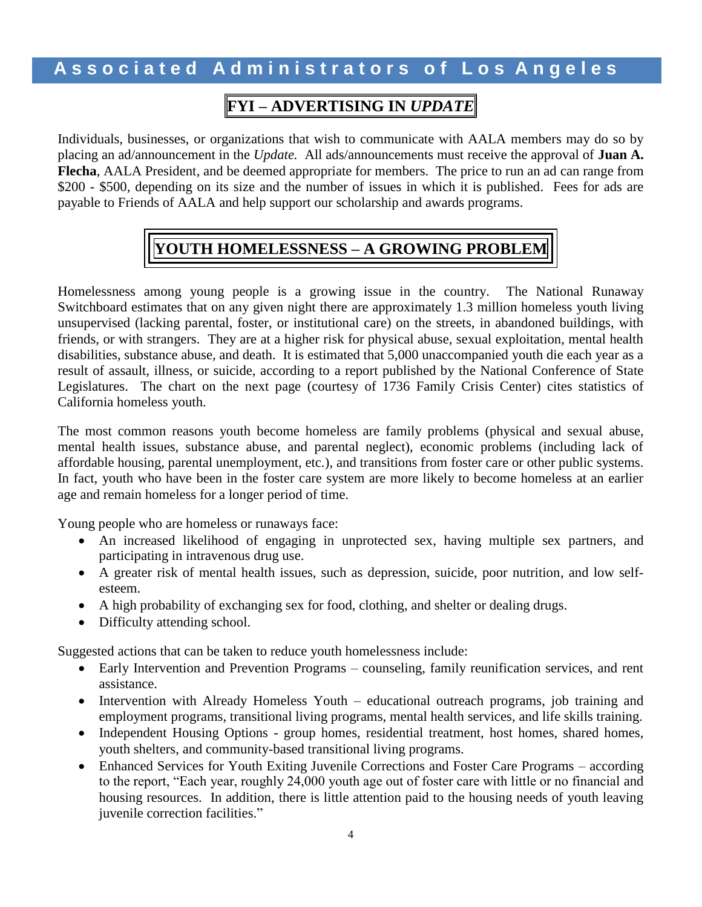## FYI – ADVERTISING IN *UPDATE*

Individuals, businesses, or organizations that wish to communicate with AALA members may do so by placing an ad/announcement in the *Update.* All ads/announcements must receive the approval of **Juan A. Flecha**, AALA President, and be deemed appropriate for members. The price to run an ad can range from $200 - $500, depending on its size and the number of issues in which it is published. Fees for ads are payable to Friends of AALA and help support our scholarship and awards programs.

## YOUTH HOMELESSNESS – A GROWING PROBLEM

Homelessness among young people is a growing issue in the country. The National Runaway Switchboard estimates that on any given night there are approximately 1.3 million homeless youth living unsupervised (lacking parental, foster, or institutional care) on the streets, in abandoned buildings, with friends, or with strangers. They are at a higher risk for physical abuse, sexual exploitation, mental health disabilities, substance abuse, and death. It is estimated that 5,000 unaccompanied youth die each year as a result of assault, illness, or suicide, according to a report published by the National Conference of State Legislatures. The chart on the next page (courtesy of 1736 Family Crisis Center) cites statistics of California homeless youth.

The most common reasons youth become homeless are family problems (physical and sexual abuse, mental health issues, substance abuse, and parental neglect), economic problems (including lack of affordable housing, parental unemployment, etc.), and transitions from foster care or other public systems. In fact, youth who have been in the foster care system are more likely to become homeless at an earlier age and remain homeless for a longer period of time.

Young people who are homeless or runaways face:

- An increased likelihood of engaging in unprotected sex, having multiple sex partners, and participating in intravenous drug use.
- A greater risk of mental health issues, such as depression, suicide, poor nutrition, and low self-esteem.
- A high probability of exchanging sex for food, clothing, and shelter or dealing drugs.
- Difficulty attending school.

Suggested actions that can be taken to reduce youth homelessness include:

- Early Intervention and Prevention Programs – counseling, family reunification services, and rent assistance.
- Intervention with Already Homeless Youth – educational outreach programs, job training and employment programs, transitional living programs, mental health services, and life skills training.
- Independent Housing Options - group homes, residential treatment, host homes, shared homes, youth shelters, and community-based transitional living programs.
- Enhanced Services for Youth Exiting Juvenile Corrections and Foster Care Programs – according to the report, "Each year, roughly 24,000 youth age out of foster care with little or no financial and housing resources. In addition, there is little attention paid to the housing needs of youth leaving juvenile correction facilities."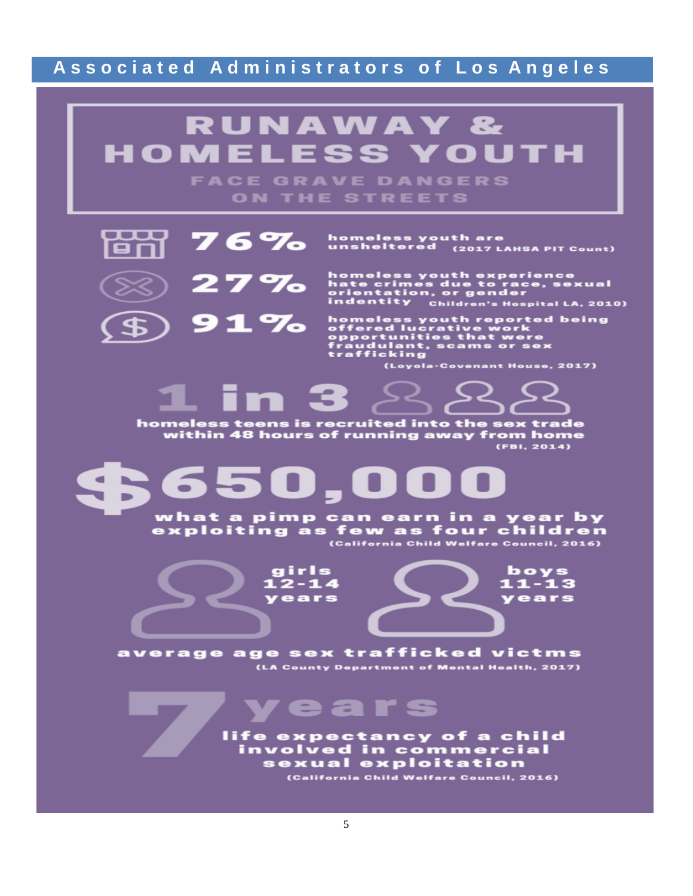# RUNAWAY & HOMELESS YOUTH

## FACE GRAVE DANGERS ON THE STREETS

**76%** homeless youth are unsheltered (2017 LAHSA PIT Count)

**27%** homeless youth experience hate crimes due to race, sexual orientation, or gender indentity (Children's Hospital LA, 2010)

**91%** homeless youth reported being offered lucrative work opportunities that were fraudulant, scams or sex trafficking (Loyola-Covenant House, 2017)

**1 in 3** homeless teens is recruited into the sex trade within 48 hours of running away from home (FBI, 2014)

**$650,000** what a pimp can earn in a year by exploiting as few as four children (California Child Welfare Council, 2016)

**girls 12-14 years** | **boys 11-13 years**

average age sex trafficked victms (LA County Department of Mental Health, 2017)

**7 years** life expectancy of a child involved in commercial sexual exploitation (California Child Welfare Council, 2016)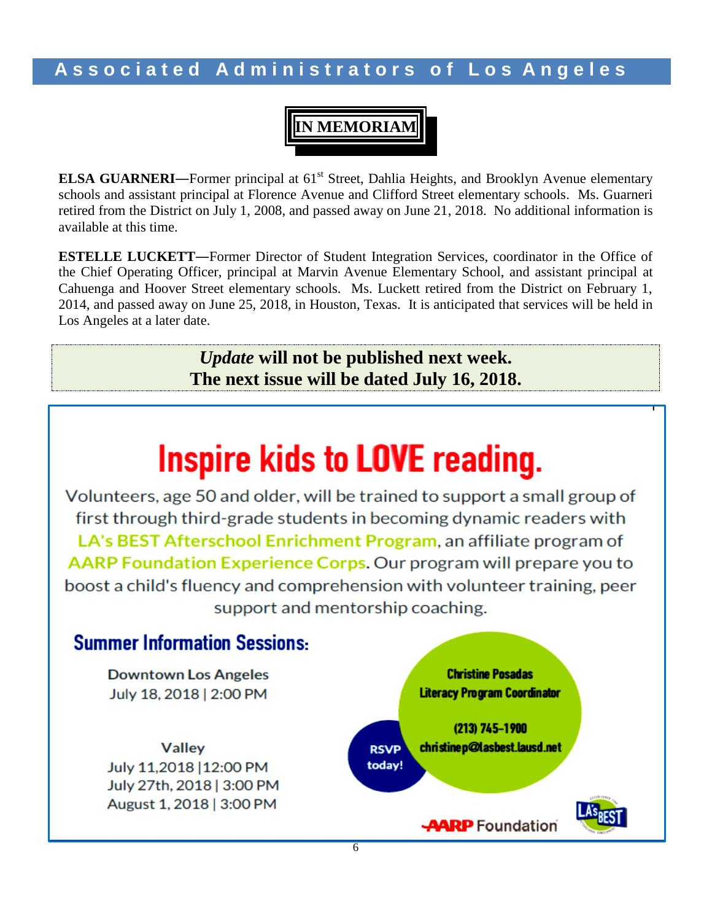## IN MEMORIAM

**ELSA GUARNERI—**Former principal at 61st Street, Dahlia Heights, and Brooklyn Avenue elementary schools and assistant principal at Florence Avenue and Clifford Street elementary schools. Ms. Guarneri retired from the District on July 1, 2008, and passed away on June 21, 2018. No additional information is available at this time.

**ESTELLE LUCKETT—**Former Director of Student Integration Services, coordinator in the Office of the Chief Operating Officer, principal at Marvin Avenue Elementary School, and assistant principal at Cahuenga and Hoover Street elementary schools. Ms. Luckett retired from the District on February 1, 2014, and passed away on June 25, 2018, in Houston, Texas. It is anticipated that services will be held in Los Angeles at a later date.

***Update* will not be published next week.**
**The next issue will be dated July 16, 2018.**

# Inspire kids to LOVE reading.

Volunteers, age 50 and older, will be trained to support a small group of first through third-grade students in becoming dynamic readers with LA's BEST Afterschool Enrichment Program, an affiliate program of AARP Foundation Experience Corps. Our program will prepare you to boost a child's fluency and comprehension with volunteer training, peer support and mentorship coaching.

## Summer Information Sessions:

Downtown Los Angeles
July 18, 2018 | 2:00 PM

Valley
July 11,2018 |12:00 PM
July 27th, 2018 | 3:00 PM
August 1, 2018 | 3:00 PM

RSVP today!

**Christine Posadas**
**Literacy Program Coordinator**

**(213) 745-1900**
**christinep@lasbest.lausd.net**

AARP Foundation

LA's BEST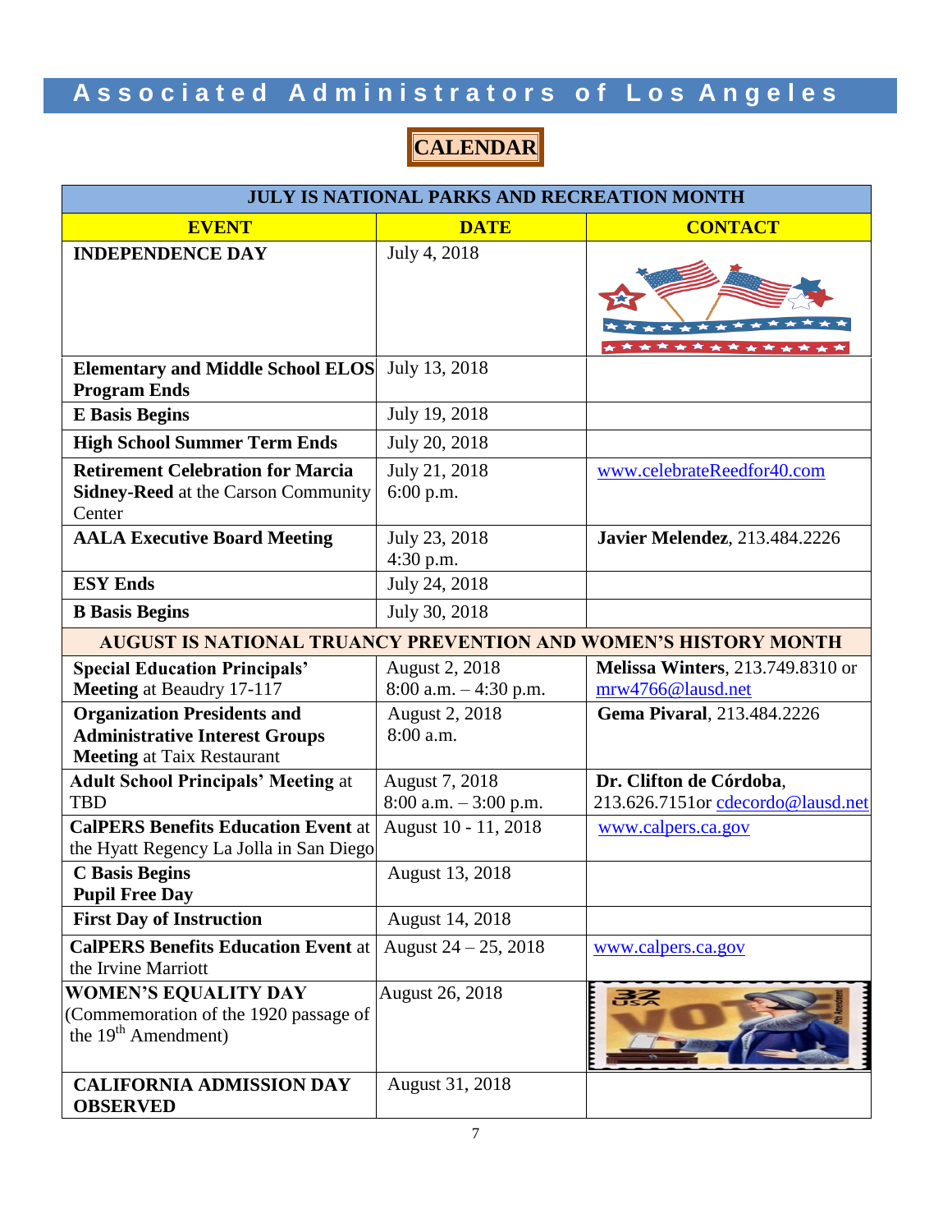# Associated Administrators of Los Angeles

## CALENDAR

| JULY IS NATIONAL PARKS AND RECREATION MONTH | | |
|---|---|---|
| **EVENT** | **DATE** | **CONTACT** |
| **INDEPENDENCE DAY** | July 4, 2018 | |
| **Elementary and Middle School ELOS Program Ends** | July 13, 2018 | |
| **E Basis Begins** | July 19, 2018 | |
| **High School Summer Term Ends** | July 20, 2018 | |
| **Retirement Celebration for Marcia Sidney-Reed** at the Carson Community Center | July 21, 2018 6:00 p.m. | www.celebrateReedfor40.com |
| **AALA Executive Board Meeting** | July 23, 2018 4:30 p.m. | **Javier Melendez**, 213.484.2226 |
| **ESY Ends** | July 24, 2018 | |
| **B Basis Begins** | July 30, 2018 | |
| **AUGUST IS NATIONAL TRUANCY PREVENTION AND WOMEN'S HISTORY MONTH** | | |
| **Special Education Principals' Meeting** at Beaudry 17-117 | August 2, 2018 8:00 a.m. – 4:30 p.m. | **Melissa Winters**, 213.749.8310 or mrw4766@lausd.net |
| **Organization Presidents and Administrative Interest Groups Meeting** at Taix Restaurant | August 2, 2018 8:00 a.m. | **Gema Pivaral**, 213.484.2226 |
| **Adult School Principals' Meeting** at TBD | August 7, 2018 8:00 a.m. – 3:00 p.m. | **Dr. Clifton de Córdoba**, 213.626.7151or cdecordo@lausd.net |
| **CalPERS Benefits Education Event** at the Hyatt Regency La Jolla in San Diego | August 10 - 11, 2018 | www.calpers.ca.gov |
| **C Basis Begins** **Pupil Free Day** | August 13, 2018 | |
| **First Day of Instruction** | August 14, 2018 | |
| **CalPERS Benefits Education Event** at the Irvine Marriott | August 24 – 25, 2018 | www.calpers.ca.gov |
| **WOMEN'S EQUALITY DAY** (Commemoration of the 1920 passage of the 19th Amendment) | August 26, 2018 | |
| **CALIFORNIA ADMISSION DAY OBSERVED** | August 31, 2018 | |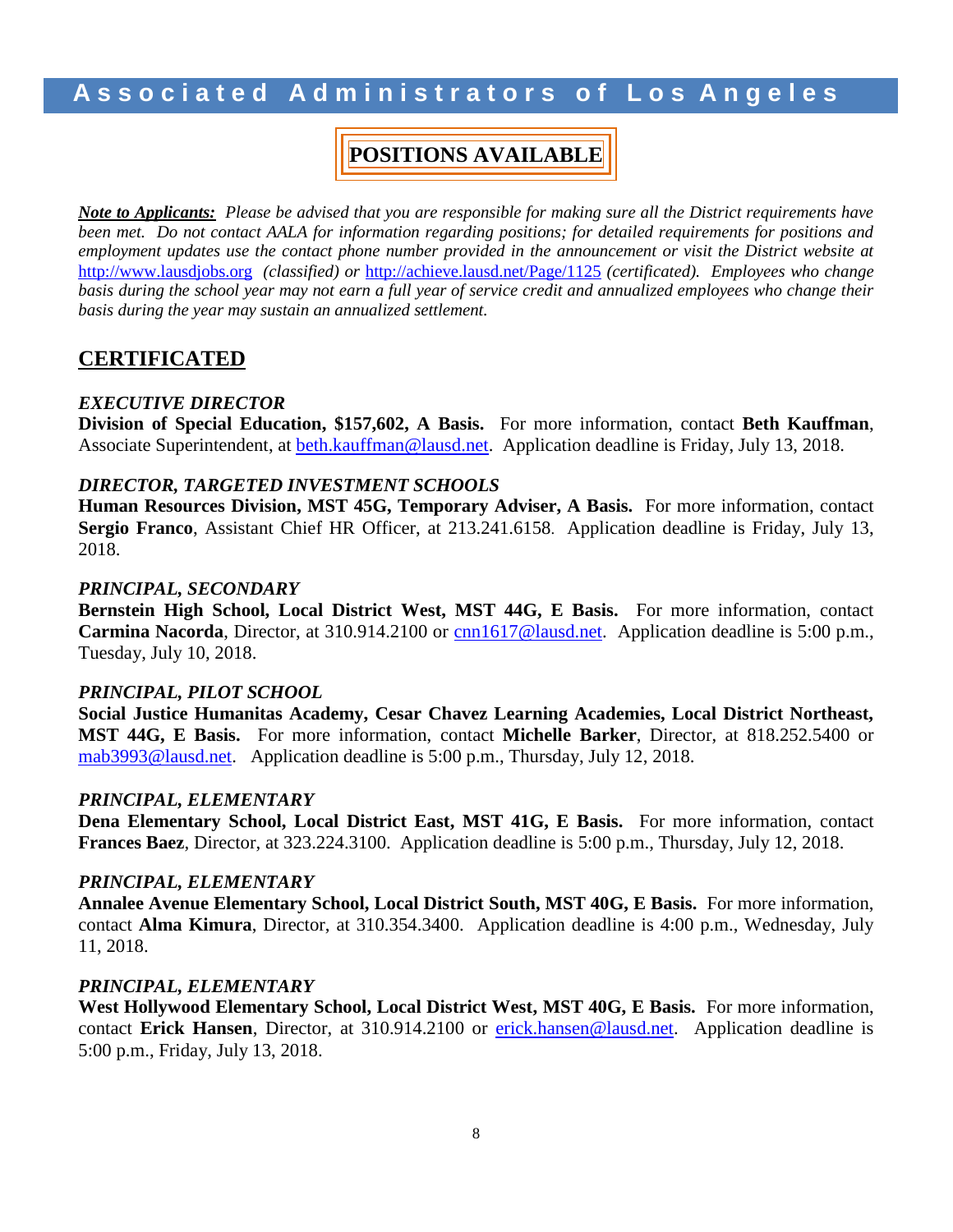# Associated Administrators of Los Angeles

## POSITIONS AVAILABLE

***Note to Applicants:*** *Please be advised that you are responsible for making sure all the District requirements have been met. Do not contact AALA for information regarding positions; for detailed requirements for positions and employment updates use the contact phone number provided in the announcement or visit the District website at* http://www.lausdjobs.org *(classified) or* http://achieve.lausd.net/Page/1125 *(certificated). Employees who change basis during the school year may not earn a full year of service credit and annualized employees who change their basis during the year may sustain an annualized settlement.*

## CERTIFICATED

***EXECUTIVE DIRECTOR***

**Division of Special Education, $157,602, A Basis.** For more information, contact **Beth Kauffman**, Associate Superintendent, at beth.kauffman@lausd.net. Application deadline is Friday, July 13, 2018.

***DIRECTOR, TARGETED INVESTMENT SCHOOLS***

**Human Resources Division, MST 45G, Temporary Adviser, A Basis.** For more information, contact **Sergio Franco**, Assistant Chief HR Officer, at 213.241.6158. Application deadline is Friday, July 13, 2018.

***PRINCIPAL, SECONDARY***

**Bernstein High School, Local District West, MST 44G, E Basis.** For more information, contact **Carmina Nacorda**, Director, at 310.914.2100 or cnn1617@lausd.net. Application deadline is 5:00 p.m., Tuesday, July 10, 2018.

***PRINCIPAL, PILOT SCHOOL***

**Social Justice Humanitas Academy, Cesar Chavez Learning Academies, Local District Northeast, MST 44G, E Basis.** For more information, contact **Michelle Barker**, Director, at 818.252.5400 or mab3993@lausd.net. Application deadline is 5:00 p.m., Thursday, July 12, 2018.

***PRINCIPAL, ELEMENTARY***

**Dena Elementary School, Local District East, MST 41G, E Basis.** For more information, contact **Frances Baez**, Director, at 323.224.3100. Application deadline is 5:00 p.m., Thursday, July 12, 2018.

***PRINCIPAL, ELEMENTARY***

**Annalee Avenue Elementary School, Local District South, MST 40G, E Basis.** For more information, contact **Alma Kimura**, Director, at 310.354.3400. Application deadline is 4:00 p.m., Wednesday, July 11, 2018.

***PRINCIPAL, ELEMENTARY***

**West Hollywood Elementary School, Local District West, MST 40G, E Basis.** For more information, contact **Erick Hansen**, Director, at 310.914.2100 or erick.hansen@lausd.net. Application deadline is 5:00 p.m., Friday, July 13, 2018.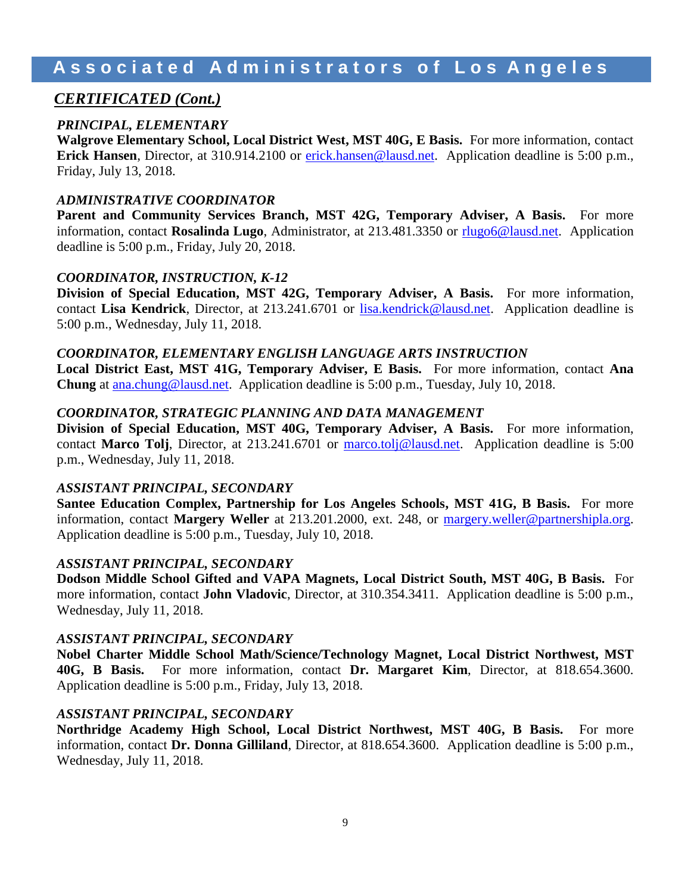# Associated Administrators of Los Angeles

## *CERTIFICATED (Cont.)*

***PRINCIPAL, ELEMENTARY***

**Walgrove Elementary School, Local District West, MST 40G, E Basis.** For more information, contact **Erick Hansen**, Director, at 310.914.2100 or erick.hansen@lausd.net. Application deadline is 5:00 p.m., Friday, July 13, 2018.

***ADMINISTRATIVE COORDINATOR***

**Parent and Community Services Branch, MST 42G, Temporary Adviser, A Basis.** For more information, contact **Rosalinda Lugo**, Administrator, at 213.481.3350 or rlugo6@lausd.net. Application deadline is 5:00 p.m., Friday, July 20, 2018.

***COORDINATOR, INSTRUCTION, K-12***

**Division of Special Education, MST 42G, Temporary Adviser, A Basis.** For more information, contact **Lisa Kendrick**, Director, at 213.241.6701 or lisa.kendrick@lausd.net. Application deadline is 5:00 p.m., Wednesday, July 11, 2018.

***COORDINATOR, ELEMENTARY ENGLISH LANGUAGE ARTS INSTRUCTION***

**Local District East, MST 41G, Temporary Adviser, E Basis.** For more information, contact **Ana Chung** at ana.chung@lausd.net. Application deadline is 5:00 p.m., Tuesday, July 10, 2018.

***COORDINATOR, STRATEGIC PLANNING AND DATA MANAGEMENT***

**Division of Special Education, MST 40G, Temporary Adviser, A Basis.** For more information, contact **Marco Tolj**, Director, at 213.241.6701 or marco.tolj@lausd.net. Application deadline is 5:00 p.m., Wednesday, July 11, 2018.

***ASSISTANT PRINCIPAL, SECONDARY***

**Santee Education Complex, Partnership for Los Angeles Schools, MST 41G, B Basis.** For more information, contact **Margery Weller** at 213.201.2000, ext. 248, or margery.weller@partnershipla.org. Application deadline is 5:00 p.m., Tuesday, July 10, 2018.

***ASSISTANT PRINCIPAL, SECONDARY***

**Dodson Middle School Gifted and VAPA Magnets, Local District South, MST 40G, B Basis.** For more information, contact **John Vladovic**, Director, at 310.354.3411. Application deadline is 5:00 p.m., Wednesday, July 11, 2018.

***ASSISTANT PRINCIPAL, SECONDARY***

**Nobel Charter Middle School Math/Science/Technology Magnet, Local District Northwest, MST 40G, B Basis.** For more information, contact **Dr. Margaret Kim**, Director, at 818.654.3600. Application deadline is 5:00 p.m., Friday, July 13, 2018.

***ASSISTANT PRINCIPAL, SECONDARY***

**Northridge Academy High School, Local District Northwest, MST 40G, B Basis.** For more information, contact **Dr. Donna Gilliland**, Director, at 818.654.3600. Application deadline is 5:00 p.m., Wednesday, July 11, 2018.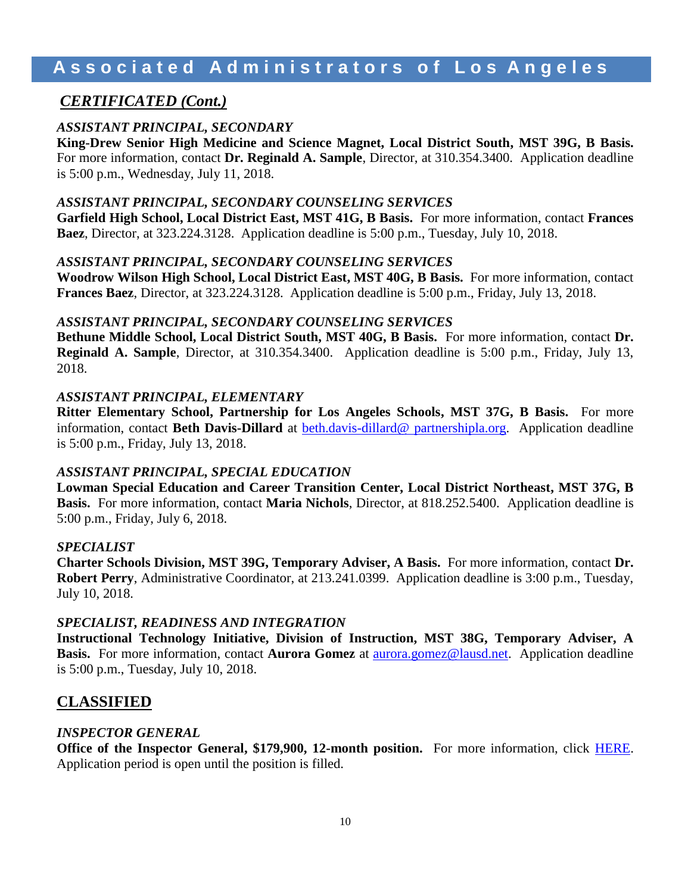## *CERTIFICATED (Cont.)*

***ASSISTANT PRINCIPAL, SECONDARY***

**King-Drew Senior High Medicine and Science Magnet, Local District South, MST 39G, B Basis.** For more information, contact **Dr. Reginald A. Sample**, Director, at 310.354.3400. Application deadline is 5:00 p.m., Wednesday, July 11, 2018.

***ASSISTANT PRINCIPAL, SECONDARY COUNSELING SERVICES***

**Garfield High School, Local District East, MST 41G, B Basis.** For more information, contact **Frances Baez**, Director, at 323.224.3128. Application deadline is 5:00 p.m., Tuesday, July 10, 2018.

***ASSISTANT PRINCIPAL, SECONDARY COUNSELING SERVICES***

**Woodrow Wilson High School, Local District East, MST 40G, B Basis.** For more information, contact **Frances Baez**, Director, at 323.224.3128. Application deadline is 5:00 p.m., Friday, July 13, 2018.

***ASSISTANT PRINCIPAL, SECONDARY COUNSELING SERVICES***

**Bethune Middle School, Local District South, MST 40G, B Basis.** For more information, contact **Dr. Reginald A. Sample**, Director, at 310.354.3400. Application deadline is 5:00 p.m., Friday, July 13, 2018.

***ASSISTANT PRINCIPAL, ELEMENTARY***

**Ritter Elementary School, Partnership for Los Angeles Schools, MST 37G, B Basis.** For more information, contact **Beth Davis-Dillard** at beth.davis-dillard@ partnershipla.org. Application deadline is 5:00 p.m., Friday, July 13, 2018.

***ASSISTANT PRINCIPAL, SPECIAL EDUCATION***

**Lowman Special Education and Career Transition Center, Local District Northeast, MST 37G, B Basis.** For more information, contact **Maria Nichols**, Director, at 818.252.5400. Application deadline is 5:00 p.m., Friday, July 6, 2018.

***SPECIALIST***

**Charter Schools Division, MST 39G, Temporary Adviser, A Basis.** For more information, contact **Dr. Robert Perry**, Administrative Coordinator, at 213.241.0399. Application deadline is 3:00 p.m., Tuesday, July 10, 2018.

***SPECIALIST, READINESS AND INTEGRATION***

**Instructional Technology Initiative, Division of Instruction, MST 38G, Temporary Adviser, A Basis.** For more information, contact **Aurora Gomez** at aurora.gomez@lausd.net. Application deadline is 5:00 p.m., Tuesday, July 10, 2018.

## CLASSIFIED

***INSPECTOR GENERAL***

**Office of the Inspector General, $179,900, 12-month position.** For more information, click HERE. Application period is open until the position is filled.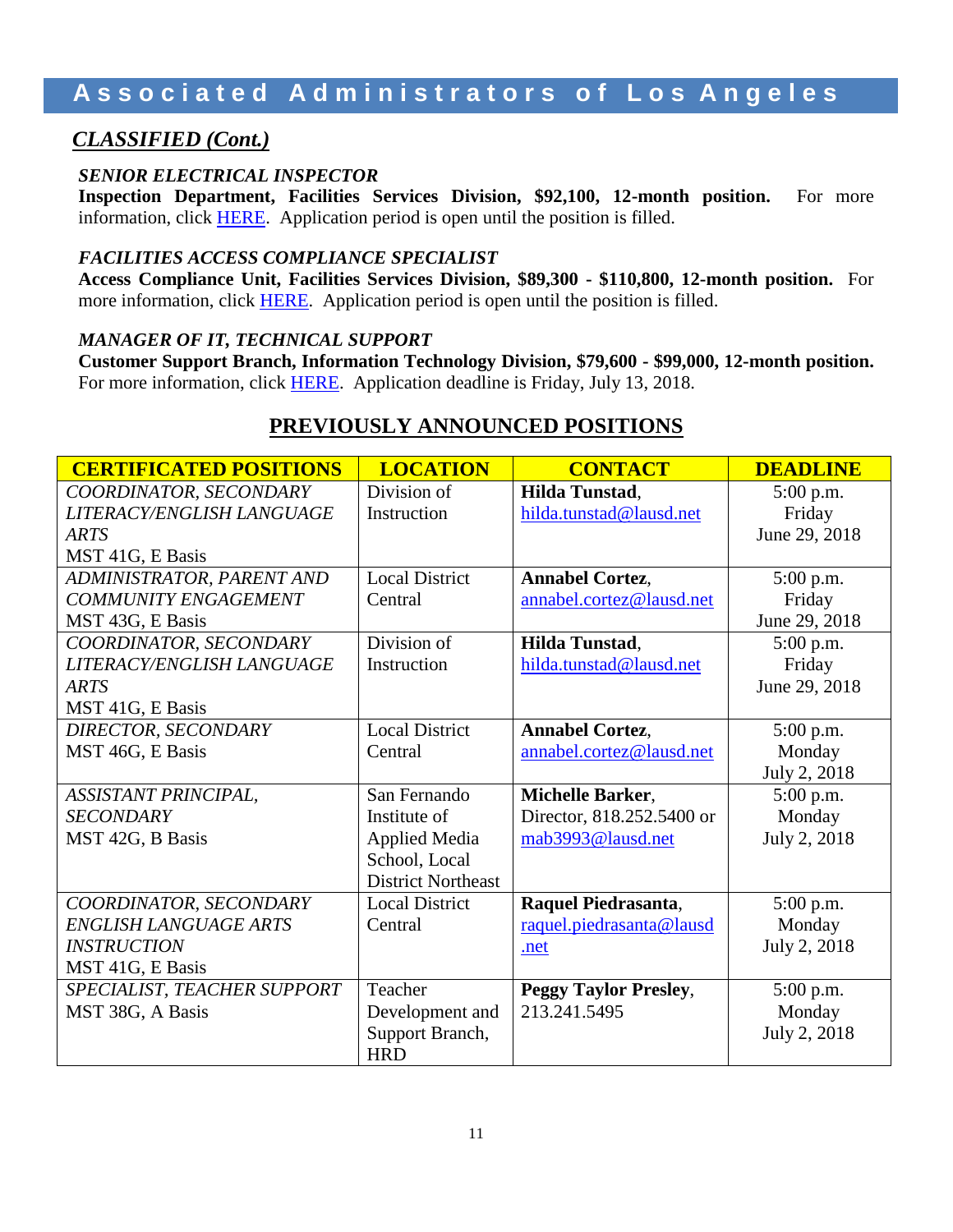## *CLASSIFIED (Cont.)*

***SENIOR ELECTRICAL INSPECTOR***
**Inspection Department, Facilities Services Division, $92,100, 12-month position.** For more information, click HERE. Application period is open until the position is filled.

***FACILITIES ACCESS COMPLIANCE SPECIALIST***
**Access Compliance Unit, Facilities Services Division, $89,300 - $110,800, 12-month position.** For more information, click HERE. Application period is open until the position is filled.

***MANAGER OF IT, TECHNICAL SUPPORT***
**Customer Support Branch, Information Technology Division, $79,600 - $99,000, 12-month position.** For more information, click HERE. Application deadline is Friday, July 13, 2018.

## PREVIOUSLY ANNOUNCED POSITIONS

| CERTIFICATED POSITIONS | LOCATION | CONTACT | DEADLINE |
|---|---|---|---|
| *COORDINATOR, SECONDARY LITERACY/ENGLISH LANGUAGE ARTS* MST 41G, E Basis | Division of Instruction | **Hilda Tunstad**, hilda.tunstad@lausd.net | 5:00 p.m. Friday June 29, 2018 |
| *ADMINISTRATOR, PARENT AND COMMUNITY ENGAGEMENT* MST 43G, E Basis | Local District Central | **Annabel Cortez**, annabel.cortez@lausd.net | 5:00 p.m. Friday June 29, 2018 |
| *COORDINATOR, SECONDARY LITERACY/ENGLISH LANGUAGE ARTS* MST 41G, E Basis | Division of Instruction | **Hilda Tunstad**, hilda.tunstad@lausd.net | 5:00 p.m. Friday June 29, 2018 |
| *DIRECTOR, SECONDARY* MST 46G, E Basis | Local District Central | **Annabel Cortez**, annabel.cortez@lausd.net | 5:00 p.m. Monday July 2, 2018 |
| *ASSISTANT PRINCIPAL, SECONDARY* MST 42G, B Basis | San Fernando Institute of Applied Media School, Local District Northeast | **Michelle Barker**, Director, 818.252.5400 or mab3993@lausd.net | 5:00 p.m. Monday July 2, 2018 |
| *COORDINATOR, SECONDARY ENGLISH LANGUAGE ARTS INSTRUCTION* MST 41G, E Basis | Local District Central | **Raquel Piedrasanta**, raquel.piedrasanta@lausd.net | 5:00 p.m. Monday July 2, 2018 |
| *SPECIALIST, TEACHER SUPPORT* MST 38G, A Basis | Teacher Development and Support Branch, HRD | **Peggy Taylor Presley**, 213.241.5495 | 5:00 p.m. Monday July 2, 2018 |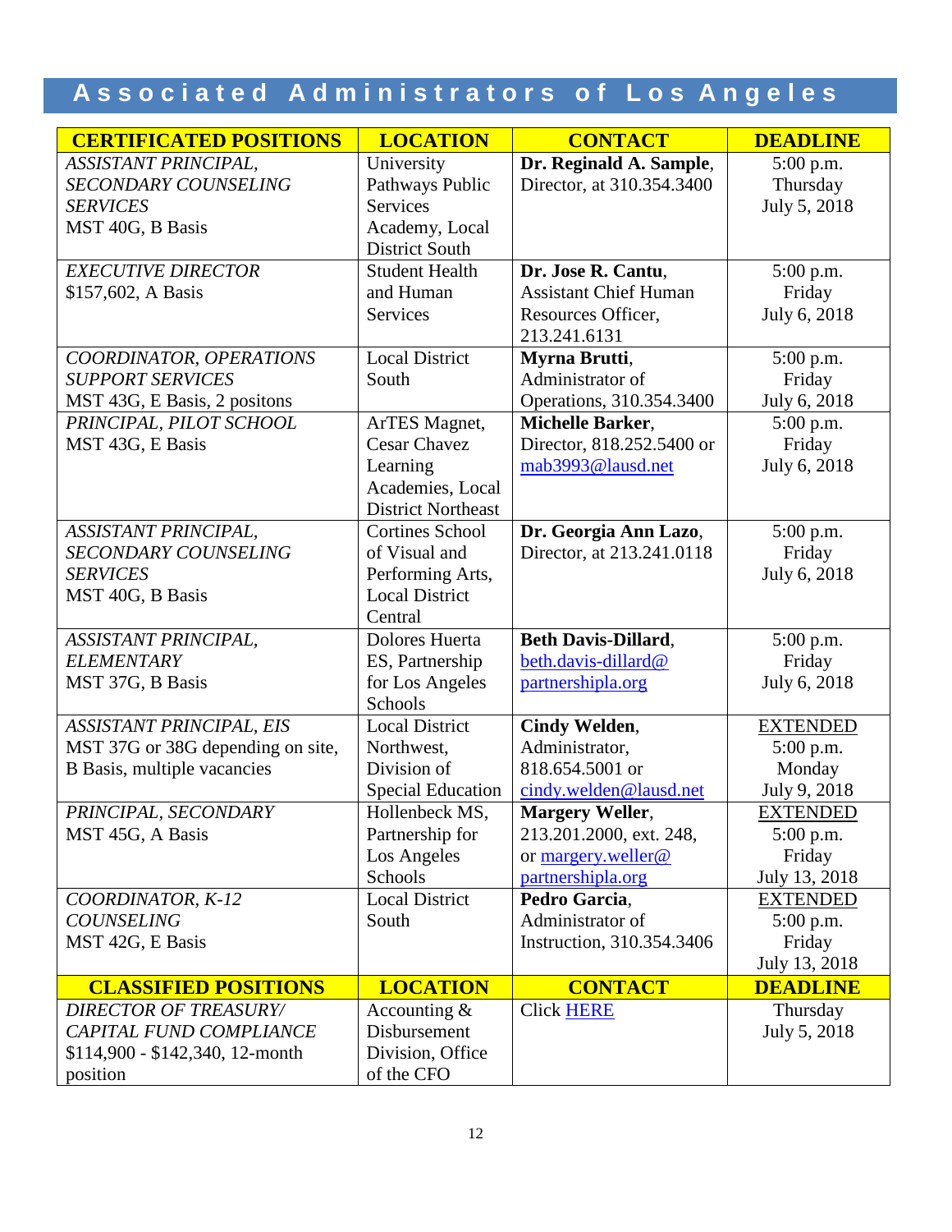# Associated Administrators of Los Angeles

| CERTIFICATED POSITIONS | LOCATION | CONTACT | DEADLINE |
|---|---|---|---|
| *ASSISTANT PRINCIPAL, SECONDARY COUNSELING SERVICES* MST 40G, B Basis | University Pathways Public Services Academy, Local District South | **Dr. Reginald A. Sample**, Director, at 310.354.3400 | 5:00 p.m. Thursday July 5, 2018 |
| *EXECUTIVE DIRECTOR* $157,602, A Basis | Student Health and Human Services | **Dr. Jose R. Cantu**, Assistant Chief Human Resources Officer, 213.241.6131 | 5:00 p.m. Friday July 6, 2018 |
| *COORDINATOR, OPERATIONS SUPPORT SERVICES* MST 43G, E Basis, 2 positons | Local District South | **Myrna Brutti**, Administrator of Operations, 310.354.3400 | 5:00 p.m. Friday July 6, 2018 |
| *PRINCIPAL, PILOT SCHOOL* MST 43G, E Basis | ArTES Magnet, Cesar Chavez Learning Academies, Local District Northeast | **Michelle Barker**, Director, 818.252.5400 or mab3993@lausd.net | 5:00 p.m. Friday July 6, 2018 |
| *ASSISTANT PRINCIPAL, SECONDARY COUNSELING SERVICES* MST 40G, B Basis | Cortines School of Visual and Performing Arts, Local District Central | **Dr. Georgia Ann Lazo**, Director, at 213.241.0118 | 5:00 p.m. Friday July 6, 2018 |
| *ASSISTANT PRINCIPAL, ELEMENTARY* MST 37G, B Basis | Dolores Huerta ES, Partnership for Los Angeles Schools | **Beth Davis-Dillard**, beth.davis-dillard@partnershipla.org | 5:00 p.m. Friday July 6, 2018 |
| *ASSISTANT PRINCIPAL, EIS* MST 37G or 38G depending on site, B Basis, multiple vacancies | Local District Northwest, Division of Special Education | **Cindy Welden**, Administrator, 818.654.5001 or cindy.welden@lausd.net | EXTENDED 5:00 p.m. Monday July 9, 2018 |
| *PRINCIPAL, SECONDARY* MST 45G, A Basis | Hollenbeck MS, Partnership for Los Angeles Schools | **Margery Weller**, 213.201.2000, ext. 248, or margery.weller@partnershipla.org | EXTENDED 5:00 p.m. Friday July 13, 2018 |
| *COORDINATOR, K-12 COUNSELING* MST 42G, E Basis | Local District South | **Pedro Garcia**, Administrator of Instruction, 310.354.3406 | EXTENDED 5:00 p.m. Friday July 13, 2018 |
| **CLASSIFIED POSITIONS** | **LOCATION** | **CONTACT** | **DEADLINE** |
| *DIRECTOR OF TREASURY/ CAPITAL FUND COMPLIANCE* $114,900 - $142,340, 12-month position | Accounting & Disbursement Division, Office of the CFO | Click HERE | Thursday July 5, 2018 |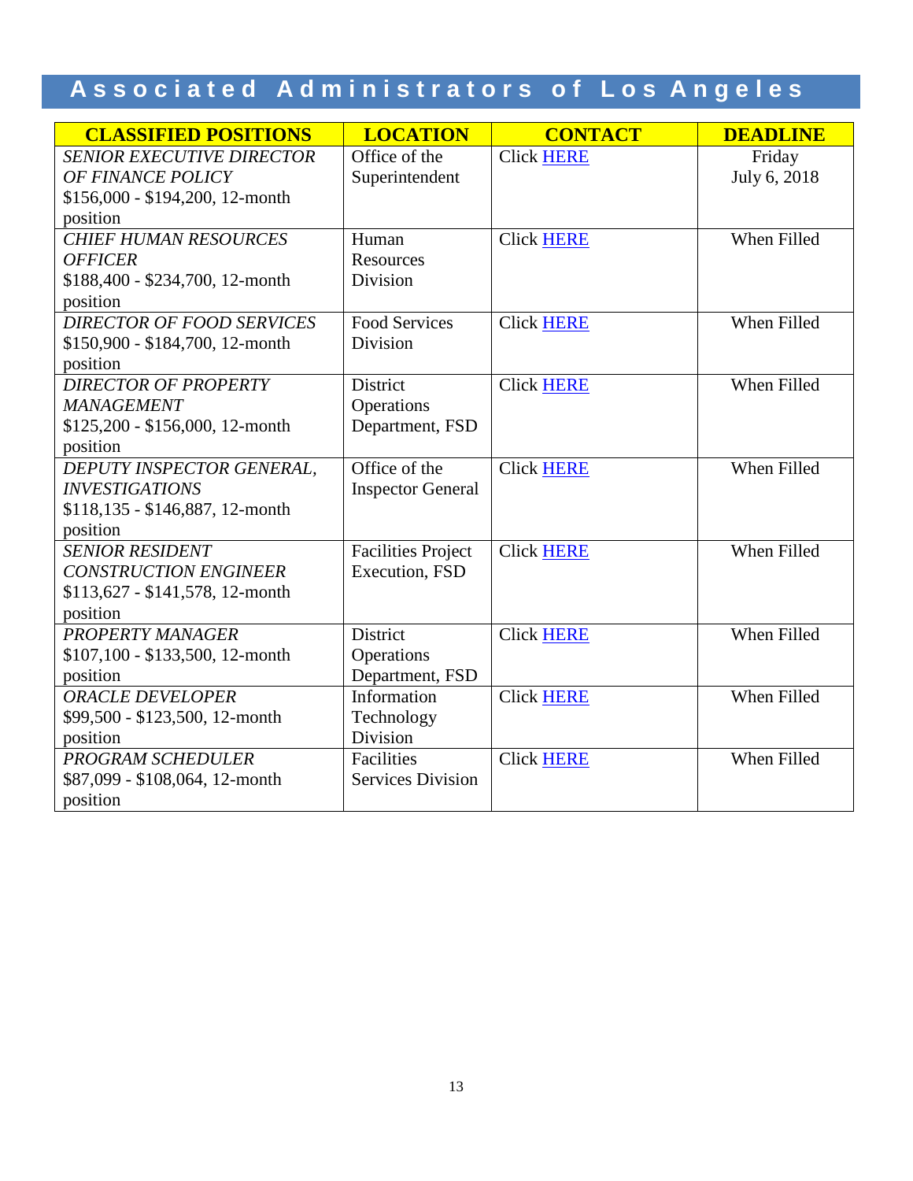# Associated Administrators of Los Angeles

| CLASSIFIED POSITIONS | LOCATION | CONTACT | DEADLINE |
|---|---|---|---|
| *SENIOR EXECUTIVE DIRECTOR OF FINANCE POLICY* $156,000 - $194,200, 12-month position | Office of the Superintendent | Click HERE | Friday July 6, 2018 |
| *CHIEF HUMAN RESOURCES OFFICER* $188,400 - $234,700, 12-month position | Human Resources Division | Click HERE | When Filled |
| *DIRECTOR OF FOOD SERVICES* $150,900 - $184,700, 12-month position | Food Services Division | Click HERE | When Filled |
| *DIRECTOR OF PROPERTY MANAGEMENT* $125,200 - $156,000, 12-month position | District Operations Department, FSD | Click HERE | When Filled |
| *DEPUTY INSPECTOR GENERAL, INVESTIGATIONS* $118,135 - $146,887, 12-month position | Office of the Inspector General | Click HERE | When Filled |
| *SENIOR RESIDENT CONSTRUCTION ENGINEER* $113,627 - $141,578, 12-month position | Facilities Project Execution, FSD | Click HERE | When Filled |
| *PROPERTY MANAGER* $107,100 - $133,500, 12-month position | District Operations Department, FSD | Click HERE | When Filled |
| *ORACLE DEVELOPER* $99,500 - $123,500, 12-month position | Information Technology Division | Click HERE | When Filled |
| *PROGRAM SCHEDULER* $87,099 - $108,064, 12-month position | Facilities Services Division | Click HERE | When Filled |